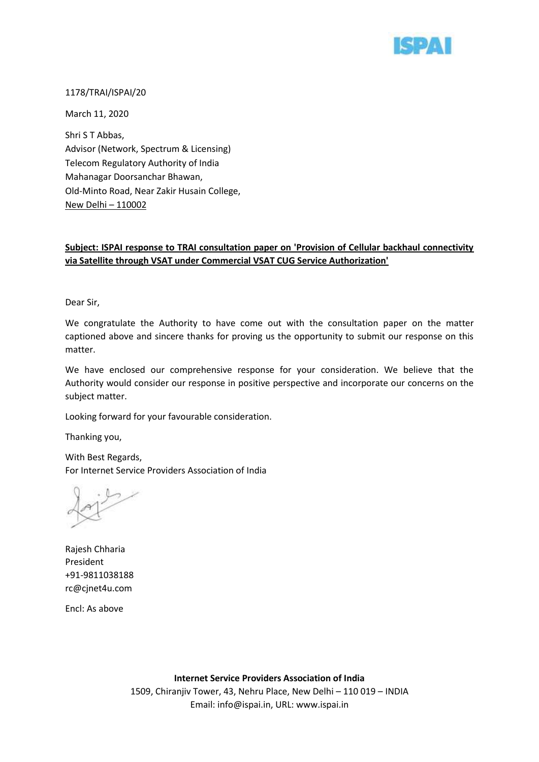1178/TRAI/ISPAI/20

March 11, 2020

Shri S T Abbas,
Advisor (Network, Spectrum & Licensing)
Telecom Regulatory Authority of India
Mahanagar Doorsanchar Bhawan,
Old-Minto Road, Near Zakir Husain College,
New Delhi – 110002

**Subject: ISPAI response to TRAI consultation paper on 'Provision of Cellular backhaul connectivity via Satellite through VSAT under Commercial VSAT CUG Service Authorization'**

Dear Sir,

We congratulate the Authority to have come out with the consultation paper on the matter captioned above and sincere thanks for proving us the opportunity to submit our response on this matter.

We have enclosed our comprehensive response for your consideration. We believe that the Authority would consider our response in positive perspective and incorporate our concerns on the subject matter.

Looking forward for your favourable consideration.

Thanking you,

With Best Regards,
For Internet Service Providers Association of India

Rajesh Chharia
President
+91-9811038188
rc@cjnet4u.com

Encl: As above

**Internet Service Providers Association of India**
1509, Chiranjiv Tower, 43, Nehru Place, New Delhi – 110 019 – INDIA
Email: info@ispai.in, URL: www.ispai.in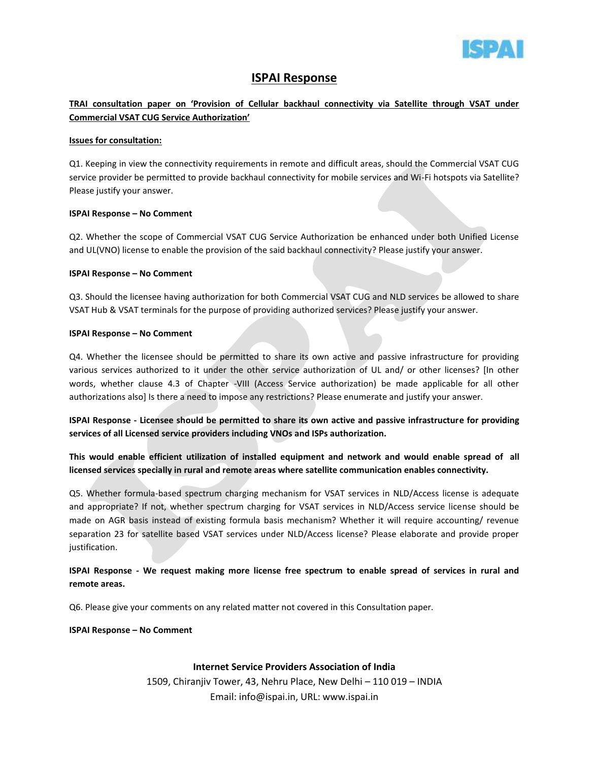# ISPAI Response

**TRAI consultation paper on 'Provision of Cellular backhaul connectivity via Satellite through VSAT under Commercial VSAT CUG Service Authorization'**

**Issues for consultation:**

Q1. Keeping in view the connectivity requirements in remote and difficult areas, should the Commercial VSAT CUG service provider be permitted to provide backhaul connectivity for mobile services and Wi-Fi hotspots via Satellite? Please justify your answer.

**ISPAI Response – No Comment**

Q2. Whether the scope of Commercial VSAT CUG Service Authorization be enhanced under both Unified License and UL(VNO) license to enable the provision of the said backhaul connectivity? Please justify your answer.

**ISPAI Response – No Comment**

Q3. Should the licensee having authorization for both Commercial VSAT CUG and NLD services be allowed to share VSAT Hub & VSAT terminals for the purpose of providing authorized services? Please justify your answer.

**ISPAI Response – No Comment**

Q4. Whether the licensee should be permitted to share its own active and passive infrastructure for providing various services authorized to it under the other service authorization of UL and/ or other licenses? [In other words, whether clause 4.3 of Chapter -VIII (Access Service authorization) be made applicable for all other authorizations also] Is there a need to impose any restrictions? Please enumerate and justify your answer.

**ISPAI Response - Licensee should be permitted to share its own active and passive infrastructure for providing services of all Licensed service providers including VNOs and ISPs authorization.**

**This would enable efficient utilization of installed equipment and network and would enable spread of all licensed services specially in rural and remote areas where satellite communication enables connectivity.**

Q5. Whether formula-based spectrum charging mechanism for VSAT services in NLD/Access license is adequate and appropriate? If not, whether spectrum charging for VSAT services in NLD/Access service license should be made on AGR basis instead of existing formula basis mechanism? Whether it will require accounting/ revenue separation 23 for satellite based VSAT services under NLD/Access license? Please elaborate and provide proper justification.

**ISPAI Response - We request making more license free spectrum to enable spread of services in rural and remote areas.**

Q6. Please give your comments on any related matter not covered in this Consultation paper.

**ISPAI Response – No Comment**

**Internet Service Providers Association of India**
1509, Chiranjiv Tower, 43, Nehru Place, New Delhi – 110 019 – INDIA
Email: info@ispai.in, URL: www.ispai.in